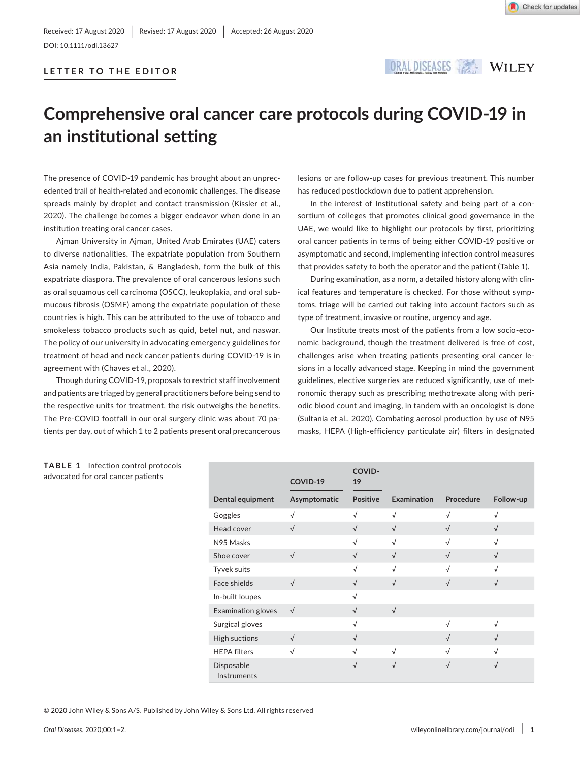Received: 17 August 2020 | Revised: 17 August 2020 | Accepted: 26 August 2020

DOI: 10.1111/odi.13627

**LETTER TO THE EDITOR**

# Comprehensive oral cancer care protocols during COVID-19 in an institutional setting

The presence of COVID-19 pandemic has brought about an unprecedented trail of health-related and economic challenges. The disease spreads mainly by droplet and contact transmission (Kissler et al., 2020). The challenge becomes a bigger endeavor when done in an institution treating oral cancer cases.

Ajman University in Ajman, United Arab Emirates (UAE) caters to diverse nationalities. The expatriate population from Southern Asia namely India, Pakistan, & Bangladesh, form the bulk of this expatriate diaspora. The prevalence of oral cancerous lesions such as oral squamous cell carcinoma (OSCC), leukoplakia, and oral submucous fibrosis (OSMF) among the expatriate population of these countries is high. This can be attributed to the use of tobacco and smokeless tobacco products such as quid, betel nut, and naswar. The policy of our university in advocating emergency guidelines for treatment of head and neck cancer patients during COVID-19 is in agreement with (Chaves et al., 2020).

Though during COVID-19, proposals to restrict staff involvement and patients are triaged by general practitioners before being send to the respective units for treatment, the risk outweighs the benefits. The Pre-COVID footfall in our oral surgery clinic was about 70 patients per day, out of which 1 to 2 patients present oral precancerous lesions or are follow-up cases for previous treatment. This number has reduced postlockdown due to patient apprehension.

In the interest of Institutional safety and being part of a consortium of colleges that promotes clinical good governance in the UAE, we would like to highlight our protocols by first, prioritizing oral cancer patients in terms of being either COVID-19 positive or asymptomatic and second, implementing infection control measures that provides safety to both the operator and the patient (Table 1).

During examination, as a norm, a detailed history along with clinical features and temperature is checked. For those without symptoms, triage will be carried out taking into account factors such as type of treatment, invasive or routine, urgency and age.

Our Institute treats most of the patients from a low socio-economic background, though the treatment delivered is free of cost, challenges arise when treating patients presenting oral cancer lesions in a locally advanced stage. Keeping in mind the government guidelines, elective surgeries are reduced significantly, use of metronomic therapy such as prescribing methotrexate along with periodic blood count and imaging, in tandem with an oncologist is done (Sultania et al., 2020). Combating aerosol production by use of N95 masks, HEPA (High-efficiency particulate air) filters in designated

**TABLE 1** Infection control protocols advocated for oral cancer patients

| Dental equipment | COVID-19 Asymptomatic | COVID-19 Positive | Examination | Procedure | Follow-up |
|---|---|---|---|---|---|
| Goggles | √ | √ | √ | √ | √ |
| Head cover | √ | √ | √ | √ | √ |
| N95 Masks | | √ | √ | √ | √ |
| Shoe cover | √ | √ | √ | √ | √ |
| Tyvek suits | | √ | √ | √ | √ |
| Face shields | √ | √ | √ | √ | √ |
| In-built loupes | | √ | | | |
| Examination gloves | √ | √ | √ | | |
| Surgical gloves | | √ | | √ | √ |
| High suctions | √ | √ | | √ | √ |
| HEPA filters | √ | √ | √ | √ | √ |
| Disposable Instruments | | √ | √ | √ | √ |

© 2020 John Wiley & Sons A/S. Published by John Wiley & Sons Ltd. All rights reserved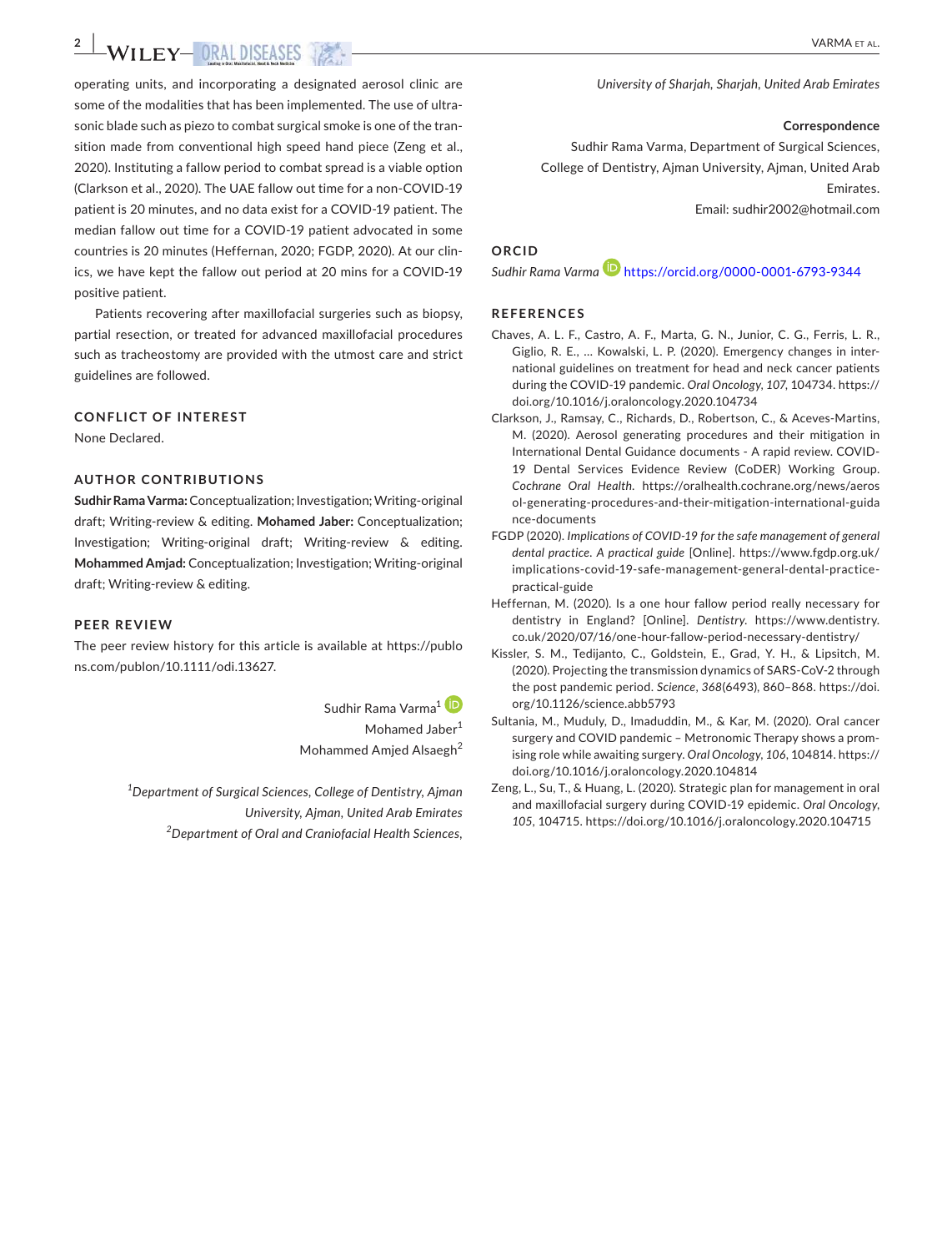operating units, and incorporating a designated aerosol clinic are some of the modalities that has been implemented. The use of ultrasonic blade such as piezo to combat surgical smoke is one of the transition made from conventional high speed hand piece (Zeng et al., 2020). Instituting a fallow period to combat spread is a viable option (Clarkson et al., 2020). The UAE fallow out time for a non-COVID-19 patient is 20 minutes, and no data exist for a COVID-19 patient. The median fallow out time for a COVID-19 patient advocated in some countries is 20 minutes (Heffernan, 2020; FGDP, 2020). At our clinics, we have kept the fallow out period at 20 mins for a COVID-19 positive patient.

Patients recovering after maxillofacial surgeries such as biopsy, partial resection, or treated for advanced maxillofacial procedures such as tracheostomy are provided with the utmost care and strict guidelines are followed.

## CONFLICT OF INTEREST

None Declared.

## AUTHOR CONTRIBUTIONS

**Sudhir Rama Varma:** Conceptualization; Investigation; Writing-original draft; Writing-review & editing. **Mohamed Jaber:** Conceptualization; Investigation; Writing-original draft; Writing-review & editing. **Mohammed Amjad:** Conceptualization; Investigation; Writing-original draft; Writing-review & editing.

## PEER REVIEW

The peer review history for this article is available at https://publons.com/publon/10.1111/odi.13627.

Sudhir Rama Varma[1]
Mohamed Jaber[1]
Mohammed Amjed Alsaegh[2]

[1]*Department of Surgical Sciences, College of Dentistry, Ajman University, Ajman, United Arab Emirates*
[2]*Department of Oral and Craniofacial Health Sciences, University of Sharjah, Sharjah, United Arab Emirates*

**Correspondence**
Sudhir Rama Varma, Department of Surgical Sciences, College of Dentistry, Ajman University, Ajman, United Arab Emirates.
Email: sudhir2002@hotmail.com

## ORCID

*Sudhir Rama Varma* https://orcid.org/0000-0001-6793-9344

## REFERENCES

Chaves, A. L. F., Castro, A. F., Marta, G. N., Junior, C. G., Ferris, L. R., Giglio, R. E., … Kowalski, L. P. (2020). Emergency changes in international guidelines on treatment for head and neck cancer patients during the COVID-19 pandemic. *Oral Oncology*, *107*, 104734. https://doi.org/10.1016/j.oraloncology.2020.104734

Clarkson, J., Ramsay, C., Richards, D., Robertson, C., & Aceves-Martins, M. (2020). Aerosol generating procedures and their mitigation in International Dental Guidance documents - A rapid review. COVID-19 Dental Services Evidence Review (CoDER) Working Group. *Cochrane Oral Health*. https://oralhealth.cochrane.org/news/aerosol-generating-procedures-and-their-mitigation-international-guidance-documents

FGDP (2020). *Implications of COVID-19 for the safe management of general dental practice. A practical guide* [Online]. https://www.fgdp.org.uk/implications-covid-19-safe-management-general-dental-practice-practical-guide

Heffernan, M. (2020). Is a one hour fallow period really necessary for dentistry in England? [Online]. *Dentistry*. https://www.dentistry.co.uk/2020/07/16/one-hour-fallow-period-necessary-dentistry/

Kissler, S. M., Tedijanto, C., Goldstein, E., Grad, Y. H., & Lipsitch, M. (2020). Projecting the transmission dynamics of SARS-CoV-2 through the post pandemic period. *Science*, *368*(6493), 860–868. https://doi.org/10.1126/science.abb5793

Sultania, M., Muduly, D., Imaduddin, M., & Kar, M. (2020). Oral cancer surgery and COVID pandemic – Metronomic Therapy shows a promising role while awaiting surgery. *Oral Oncology*, *106*, 104814. https://doi.org/10.1016/j.oraloncology.2020.104814

Zeng, L., Su, T., & Huang, L. (2020). Strategic plan for management in oral and maxillofacial surgery during COVID-19 epidemic. *Oral Oncology*, *105*, 104715. https://doi.org/10.1016/j.oraloncology.2020.104715